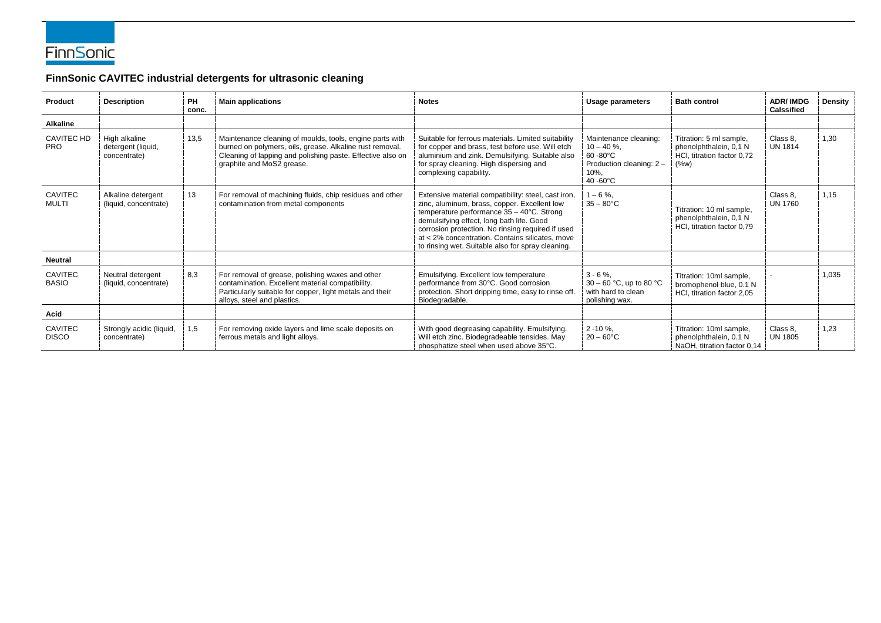FinnSonic

## FinnSonic CAVITEC industrial detergents for ultrasonic cleaning

| Product | Description | PH conc. | Main applications | Notes | Usage parameters | Bath control | ADR/ IMDG Calssified | Density |
|---|---|---|---|---|---|---|---|---|
| **Alkaline** | | | | | | | | |
| CAVITEC HD PRO | High alkaline detergent (liquid, concentrate) | 13,5 | Maintenance cleaning of moulds, tools, engine parts with burned on polymers, oils, grease. Alkaline rust removal. Cleaning of lapping and polishing paste. Effective also on graphite and $MoS_2$ grease. | Suitable for ferrous materials. Limited suitability for copper and brass, test before use. Will etch aluminium and zink. Demulsifying. Suitable also for spray cleaning. High dispersing and complexing capability. | Maintenance cleaning: 10 – 40 %, 60 -80°C Production cleaning: 2 – 10%, 40 -60°C | Titration: 5 ml sample, phenolphthalein, 0,1 N HCl, titration factor 0,72 (%w) | Class 8, UN 1814 | 1,30 |
| CAVITEC MULTI | Alkaline detergent (liquid, concentrate) | 13 | For removal of machining fluids, chip residues and other contamination from metal components | Extensive material compatibility: steel, cast iron, zinc, aluminum, brass, copper. Excellent low temperature performance 35 – 40°C. Strong demulsifying effect, long bath life. Good corrosion protection. No rinsing required if used at < 2% concentration. Contains silicates, move to rinsing wet. Suitable also for spray cleaning. | 1 – 6 %, 35 – 80°C | Titration: 10 ml sample, phenolphthalein, 0,1 N HCl, titration factor 0,79 | Class 8, UN 1760 | 1,15 |
| **Neutral** | | | | | | | | |
| CAVITEC BASIO | Neutral detergent (liquid, concentrate) | 8,3 | For removal of grease, polishing waxes and other contamination. Excellent material compatibility. Particularly suitable for copper, light metals and their alloys, steel and plastics. | Emulsifying. Excellent low temperature performance from 30°C. Good corrosion protection. Short dripping time, easy to rinse off. Biodegradable. | 3 - 6 %, 30 – 60 °C, up to 80 °C with hard to clean polishing wax. | Titration: 10ml sample, bromophenol blue, 0.1 N HCl, titration factor 2,05 | - | 1,035 |
| **Acid** | | | | | | | | |
| CAVITEC DISCO | Strongly acidic (liquid, concentrate) | 1,5 | For removing oxide layers and lime scale deposits on ferrous metals and light alloys. | With good degreasing capability. Emulsifying. Will etch zinc. Biodegradeable tensides. May phosphatize steel when used above 35°C. | 2 -10 %, 20 – 60°C | Titration: 10ml sample, phenolphthalein, 0.1 N NaOH, titration factor 0,14 | Class 8, UN 1805 | 1,23 |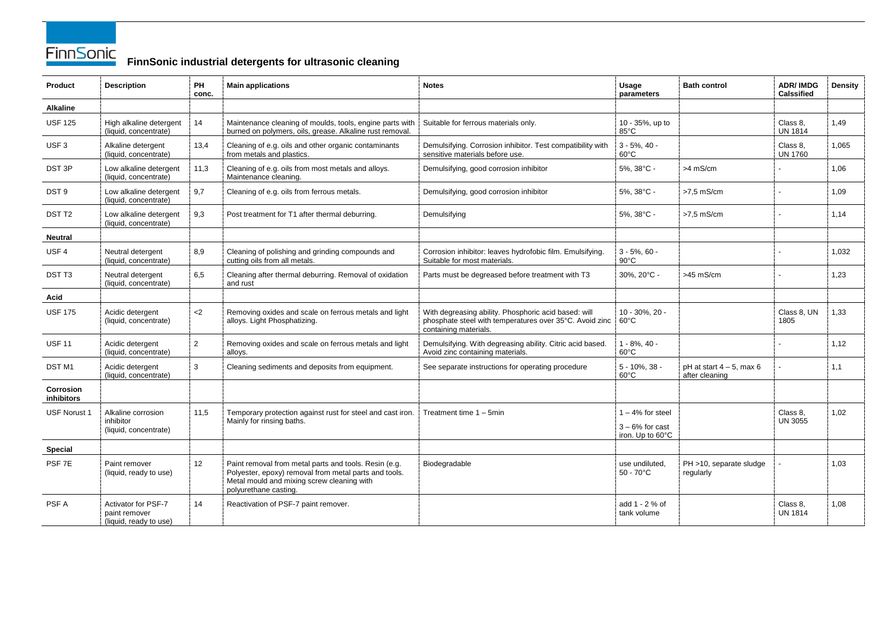FinnSonic

# FinnSonic industrial detergents for ultrasonic cleaning

| Product | Description | PH conc. | Main applications | Notes | Usage parameters | Bath control | ADR/ IMDG Calssified | Density |
|---|---|---|---|---|---|---|---|---|
| **Alkaline** | | | | | | | | |
| USF 125 | High alkaline detergent (liquid, concentrate) | 14 | Maintenance cleaning of moulds, tools, engine parts with burned on polymers, oils, grease. Alkaline rust removal. | Suitable for ferrous materials only. | 10 - 35%, up to 85°C | | Class 8, UN 1814 | 1,49 |
| USF 3 | Alkaline detergent (liquid, concentrate) | 13,4 | Cleaning of e.g. oils and other organic contaminants from metals and plastics. | Demulsifying. Corrosion inhibitor. Test compatibility with sensitive materials before use. | 3 - 5%, 40 - 60°C | | Class 8, UN 1760 | 1,065 |
| DST 3P | Low alkaline detergent (liquid, concentrate) | 11,3 | Cleaning of e.g. oils from most metals and alloys. Maintenance cleaning. | Demulsifying, good corrosion inhibitor | 5%, 38°C - | >4 mS/cm | - | 1,06 |
| DST 9 | Low alkaline detergent (liquid, concentrate) | 9,7 | Cleaning of e.g. oils from ferrous metals. | Demulsifying, good corrosion inhibitor | 5%, 38°C - | >7,5 mS/cm | - | 1,09 |
| DST T2 | Low alkaline detergent (liquid, concentrate) | 9,3 | Post treatment for T1 after thermal deburring. | Demulsifying | 5%, 38°C - | >7,5 mS/cm | - | 1,14 |
| **Neutral** | | | | | | | | |
| USF 4 | Neutral detergent (liquid, concentrate) | 8,9 | Cleaning of polishing and grinding compounds and cutting oils from all metals. | Corrosion inhibitor: leaves hydrofobic film. Emulsifying. Suitable for most materials. | 3 - 5%, 60 - 90°C | | - | 1,032 |
| DST T3 | Neutral detergent (liquid, concentrate) | 6,5 | Cleaning after thermal deburring. Removal of oxidation and rust | Parts must be degreased before treatment with T3 | 30%, 20°C - | >45 mS/cm | - | 1,23 |
| **Acid** | | | | | | | | |
| USF 175 | Acidic detergent (liquid, concentrate) | <2 | Removing oxides and scale on ferrous metals and light alloys. Light Phosphatizing. | With degreasing ability. Phosphoric acid based: will phosphate steel with temperatures over 35°C. Avoid zinc containing materials. | 10 - 30%, 20 - 60°C | | Class 8, UN 1805 | 1,33 |
| USF 11 | Acidic detergent (liquid, concentrate) | 2 | Removing oxides and scale on ferrous metals and light alloys. | Demulsifying. With degreasing ability. Citric acid based. Avoid zinc containing materials. | 1 - 8%, 40 - 60°C | | - | 1,12 |
| DST M1 | Acidic detergent (liquid, concentrate) | 3 | Cleaning sediments and deposits from equipment. | See separate instructions for operating procedure | 5 - 10%, 38 - 60°C | pH at start 4 – 5, max 6 after cleaning | - | 1,1 |
| **Corrosion inhibitors** | | | | | | | | |
| USF Norust 1 | Alkaline corrosion inhibitor (liquid, concentrate) | 11,5 | Temporary protection against rust for steel and cast iron. Mainly for rinsing baths. | Treatment time 1 – 5min | 1 – 4% for steel 3 – 6% for cast iron. Up to 60°C | | Class 8, UN 3055 | 1,02 |
| **Special** | | | | | | | | |
| PSF 7E | Paint remover (liquid, ready to use) | 12 | Paint removal from metal parts and tools. Resin (e.g. Polyester, epoxy) removal from metal parts and tools. Metal mould and mixing screw cleaning with polyurethane casting. | Biodegradable | use undiluted, 50 - 70°C | PH >10, separate sludge regularly | - | 1,03 |
| PSF A | Activator for PSF-7 paint remover (liquid, ready to use) | 14 | Reactivation of PSF-7 paint remover. | | add 1 - 2 % of tank volume | | Class 8, UN 1814 | 1,08 |